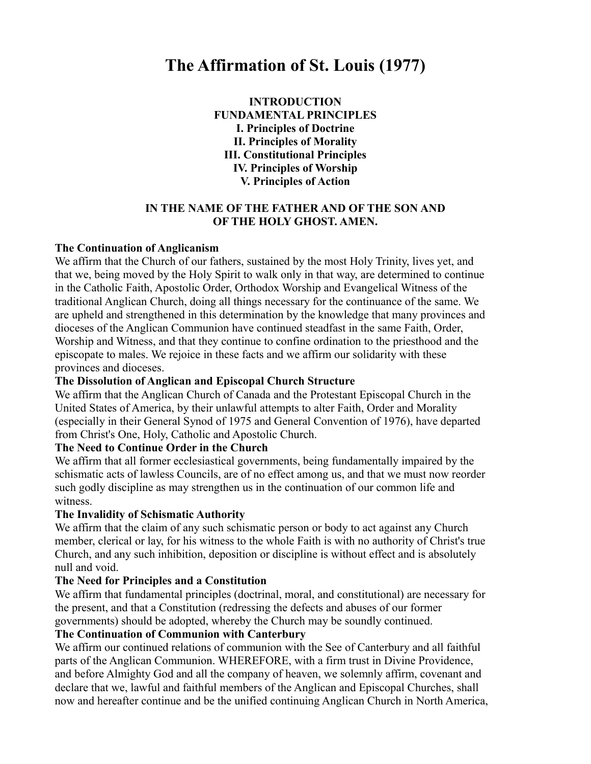# The Affirmation of St. Louis (1977)

**INTRODUCTION**
**FUNDAMENTAL PRINCIPLES**
**I. Principles of Doctrine**
**II. Principles of Morality**
**III. Constitutional Principles**
**IV. Principles of Worship**
**V. Principles of Action**

**IN THE NAME OF THE FATHER AND OF THE SON AND OF THE HOLY GHOST. AMEN.**

**The Continuation of Anglicanism**

We affirm that the Church of our fathers, sustained by the most Holy Trinity, lives yet, and that we, being moved by the Holy Spirit to walk only in that way, are determined to continue in the Catholic Faith, Apostolic Order, Orthodox Worship and Evangelical Witness of the traditional Anglican Church, doing all things necessary for the continuance of the same. We are upheld and strengthened in this determination by the knowledge that many provinces and dioceses of the Anglican Communion have continued steadfast in the same Faith, Order, Worship and Witness, and that they continue to confine ordination to the priesthood and the episcopate to males. We rejoice in these facts and we affirm our solidarity with these provinces and dioceses.

**The Dissolution of Anglican and Episcopal Church Structure**

We affirm that the Anglican Church of Canada and the Protestant Episcopal Church in the United States of America, by their unlawful attempts to alter Faith, Order and Morality (especially in their General Synod of 1975 and General Convention of 1976), have departed from Christ's One, Holy, Catholic and Apostolic Church.

**The Need to Continue Order in the Church**

We affirm that all former ecclesiastical governments, being fundamentally impaired by the schismatic acts of lawless Councils, are of no effect among us, and that we must now reorder such godly discipline as may strengthen us in the continuation of our common life and witness.

**The Invalidity of Schismatic Authority**

We affirm that the claim of any such schismatic person or body to act against any Church member, clerical or lay, for his witness to the whole Faith is with no authority of Christ's true Church, and any such inhibition, deposition or discipline is without effect and is absolutely null and void.

**The Need for Principles and a Constitution**

We affirm that fundamental principles (doctrinal, moral, and constitutional) are necessary for the present, and that a Constitution (redressing the defects and abuses of our former governments) should be adopted, whereby the Church may be soundly continued.

**The Continuation of Communion with Canterbury**

We affirm our continued relations of communion with the See of Canterbury and all faithful parts of the Anglican Communion. WHEREFORE, with a firm trust in Divine Providence, and before Almighty God and all the company of heaven, we solemnly affirm, covenant and declare that we, lawful and faithful members of the Anglican and Episcopal Churches, shall now and hereafter continue and be the unified continuing Anglican Church in North America,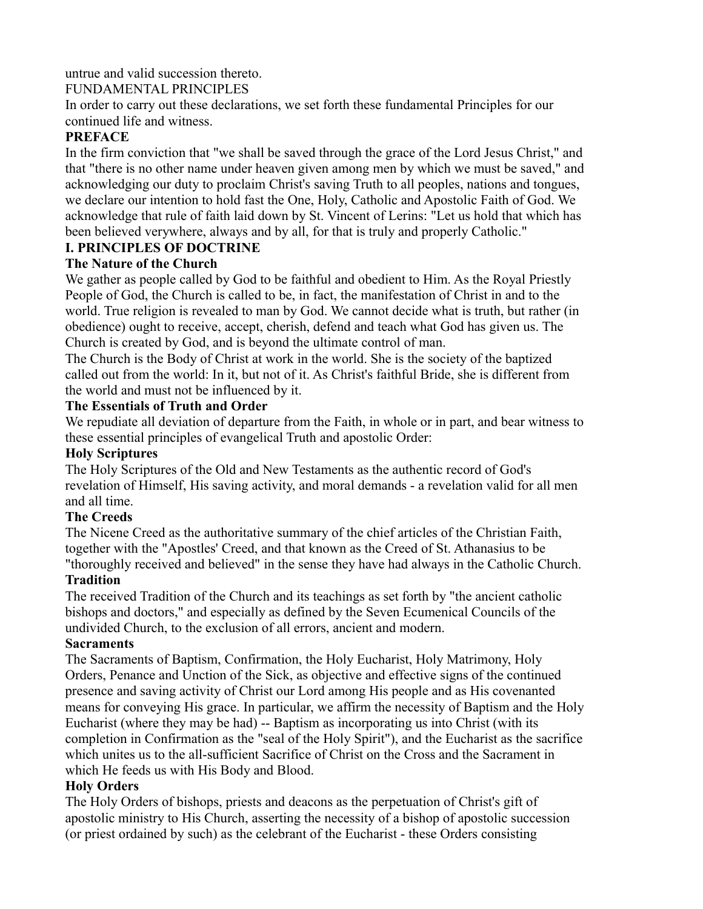untrue and valid succession thereto.

FUNDAMENTAL PRINCIPLES

In order to carry out these declarations, we set forth these fundamental Principles for our continued life and witness.

## PREFACE

In the firm conviction that "we shall be saved through the grace of the Lord Jesus Christ," and that "there is no other name under heaven given among men by which we must be saved," and acknowledging our duty to proclaim Christ's saving Truth to all peoples, nations and tongues, we declare our intention to hold fast the One, Holy, Catholic and Apostolic Faith of God. We acknowledge that rule of faith laid down by St. Vincent of Lerins: "Let us hold that which has been believed verywhere, always and by all, for that is truly and properly Catholic."

## I. PRINCIPLES OF DOCTRINE

### The Nature of the Church

We gather as people called by God to be faithful and obedient to Him. As the Royal Priestly People of God, the Church is called to be, in fact, the manifestation of Christ in and to the world. True religion is revealed to man by God. We cannot decide what is truth, but rather (in obedience) ought to receive, accept, cherish, defend and teach what God has given us. The Church is created by God, and is beyond the ultimate control of man.

The Church is the Body of Christ at work in the world. She is the society of the baptized called out from the world: In it, but not of it. As Christ's faithful Bride, she is different from the world and must not be influenced by it.

### The Essentials of Truth and Order

We repudiate all deviation of departure from the Faith, in whole or in part, and bear witness to these essential principles of evangelical Truth and apostolic Order:

### Holy Scriptures

The Holy Scriptures of the Old and New Testaments as the authentic record of God's revelation of Himself, His saving activity, and moral demands - a revelation valid for all men and all time.

### The Creeds

The Nicene Creed as the authoritative summary of the chief articles of the Christian Faith, together with the "Apostles' Creed, and that known as the Creed of St. Athanasius to be "thoroughly received and believed" in the sense they have had always in the Catholic Church.

### Tradition

The received Tradition of the Church and its teachings as set forth by "the ancient catholic bishops and doctors," and especially as defined by the Seven Ecumenical Councils of the undivided Church, to the exclusion of all errors, ancient and modern.

### Sacraments

The Sacraments of Baptism, Confirmation, the Holy Eucharist, Holy Matrimony, Holy Orders, Penance and Unction of the Sick, as objective and effective signs of the continued presence and saving activity of Christ our Lord among His people and as His covenanted means for conveying His grace. In particular, we affirm the necessity of Baptism and the Holy Eucharist (where they may be had) -- Baptism as incorporating us into Christ (with its completion in Confirmation as the "seal of the Holy Spirit"), and the Eucharist as the sacrifice which unites us to the all-sufficient Sacrifice of Christ on the Cross and the Sacrament in which He feeds us with His Body and Blood.

### Holy Orders

The Holy Orders of bishops, priests and deacons as the perpetuation of Christ's gift of apostolic ministry to His Church, asserting the necessity of a bishop of apostolic succession (or priest ordained by such) as the celebrant of the Eucharist - these Orders consisting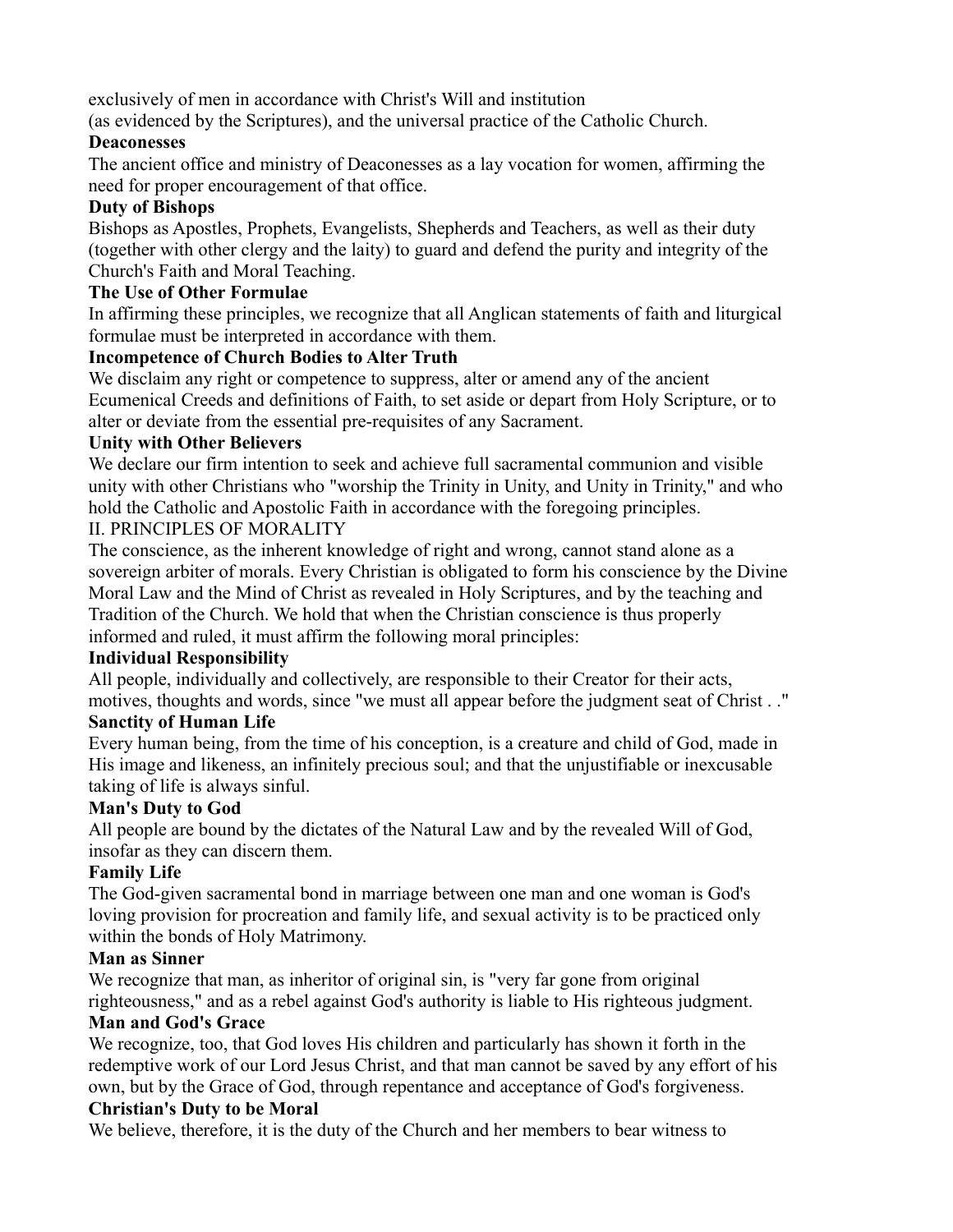exclusively of men in accordance with Christ's Will and institution
(as evidenced by the Scriptures), and the universal practice of the Catholic Church.

**Deaconesses**

The ancient office and ministry of Deaconesses as a lay vocation for women, affirming the need for proper encouragement of that office.

**Duty of Bishops**

Bishops as Apostles, Prophets, Evangelists, Shepherds and Teachers, as well as their duty (together with other clergy and the laity) to guard and defend the purity and integrity of the Church's Faith and Moral Teaching.

**The Use of Other Formulae**

In affirming these principles, we recognize that all Anglican statements of faith and liturgical formulae must be interpreted in accordance with them.

**Incompetence of Church Bodies to Alter Truth**

We disclaim any right or competence to suppress, alter or amend any of the ancient Ecumenical Creeds and definitions of Faith, to set aside or depart from Holy Scripture, or to alter or deviate from the essential pre-requisites of any Sacrament.

**Unity with Other Believers**

We declare our firm intention to seek and achieve full sacramental communion and visible unity with other Christians who "worship the Trinity in Unity, and Unity in Trinity," and who hold the Catholic and Apostolic Faith in accordance with the foregoing principles.

## II. PRINCIPLES OF MORALITY

The conscience, as the inherent knowledge of right and wrong, cannot stand alone as a sovereign arbiter of morals. Every Christian is obligated to form his conscience by the Divine Moral Law and the Mind of Christ as revealed in Holy Scriptures, and by the teaching and Tradition of the Church. We hold that when the Christian conscience is thus properly informed and ruled, it must affirm the following moral principles:

**Individual Responsibility**

All people, individually and collectively, are responsible to their Creator for their acts, motives, thoughts and words, since "we must all appear before the judgment seat of Christ . ."

**Sanctity of Human Life**

Every human being, from the time of his conception, is a creature and child of God, made in His image and likeness, an infinitely precious soul; and that the unjustifiable or inexcusable taking of life is always sinful.

**Man's Duty to God**

All people are bound by the dictates of the Natural Law and by the revealed Will of God, insofar as they can discern them.

**Family Life**

The God-given sacramental bond in marriage between one man and one woman is God's loving provision for procreation and family life, and sexual activity is to be practiced only within the bonds of Holy Matrimony.

**Man as Sinner**

We recognize that man, as inheritor of original sin, is "very far gone from original righteousness," and as a rebel against God's authority is liable to His righteous judgment.

**Man and God's Grace**

We recognize, too, that God loves His children and particularly has shown it forth in the redemptive work of our Lord Jesus Christ, and that man cannot be saved by any effort of his own, but by the Grace of God, through repentance and acceptance of God's forgiveness.

**Christian's Duty to be Moral**

We believe, therefore, it is the duty of the Church and her members to bear witness to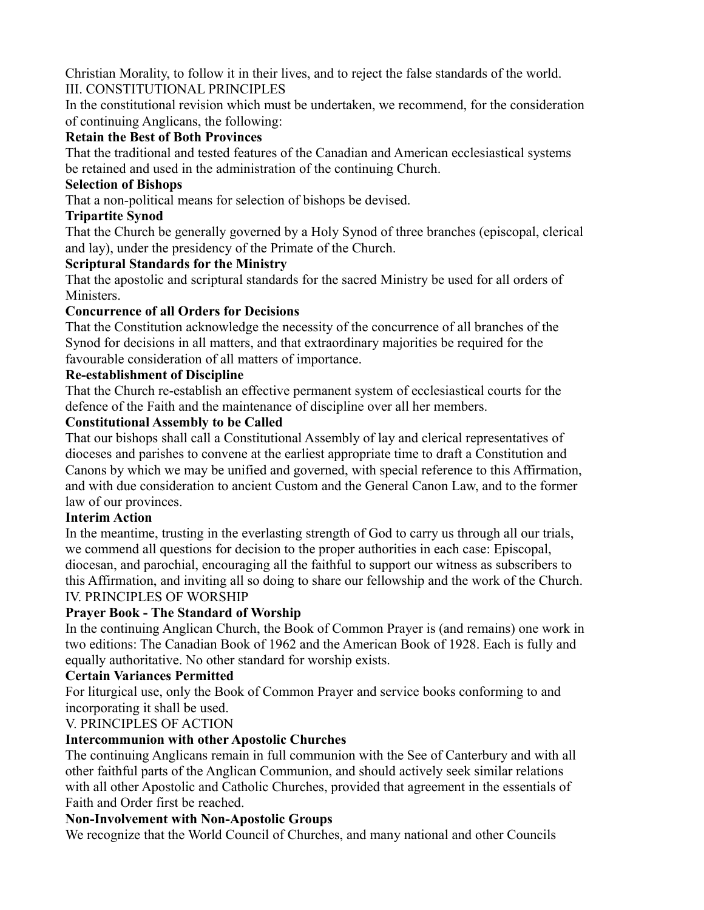Christian Morality, to follow it in their lives, and to reject the false standards of the world.

## III. CONSTITUTIONAL PRINCIPLES

In the constitutional revision which must be undertaken, we recommend, for the consideration of continuing Anglicans, the following:

### Retain the Best of Both Provinces

That the traditional and tested features of the Canadian and American ecclesiastical systems be retained and used in the administration of the continuing Church.

### Selection of Bishops

That a non-political means for selection of bishops be devised.

### Tripartite Synod

That the Church be generally governed by a Holy Synod of three branches (episcopal, clerical and lay), under the presidency of the Primate of the Church.

### Scriptural Standards for the Ministry

That the apostolic and scriptural standards for the sacred Ministry be used for all orders of Ministers.

### Concurrence of all Orders for Decisions

That the Constitution acknowledge the necessity of the concurrence of all branches of the Synod for decisions in all matters, and that extraordinary majorities be required for the favourable consideration of all matters of importance.

### Re-establishment of Discipline

That the Church re-establish an effective permanent system of ecclesiastical courts for the defence of the Faith and the maintenance of discipline over all her members.

### Constitutional Assembly to be Called

That our bishops shall call a Constitutional Assembly of lay and clerical representatives of dioceses and parishes to convene at the earliest appropriate time to draft a Constitution and Canons by which we may be unified and governed, with special reference to this Affirmation, and with due consideration to ancient Custom and the General Canon Law, and to the former law of our provinces.

### Interim Action

In the meantime, trusting in the everlasting strength of God to carry us through all our trials, we commend all questions for decision to the proper authorities in each case: Episcopal, diocesan, and parochial, encouraging all the faithful to support our witness as subscribers to this Affirmation, and inviting all so doing to share our fellowship and the work of the Church.

## IV. PRINCIPLES OF WORSHIP

### Prayer Book - The Standard of Worship

In the continuing Anglican Church, the Book of Common Prayer is (and remains) one work in two editions: The Canadian Book of 1962 and the American Book of 1928. Each is fully and equally authoritative. No other standard for worship exists.

### Certain Variances Permitted

For liturgical use, only the Book of Common Prayer and service books conforming to and incorporating it shall be used.

## V. PRINCIPLES OF ACTION

### Intercommunion with other Apostolic Churches

The continuing Anglicans remain in full communion with the See of Canterbury and with all other faithful parts of the Anglican Communion, and should actively seek similar relations with all other Apostolic and Catholic Churches, provided that agreement in the essentials of Faith and Order first be reached.

### Non-Involvement with Non-Apostolic Groups

We recognize that the World Council of Churches, and many national and other Councils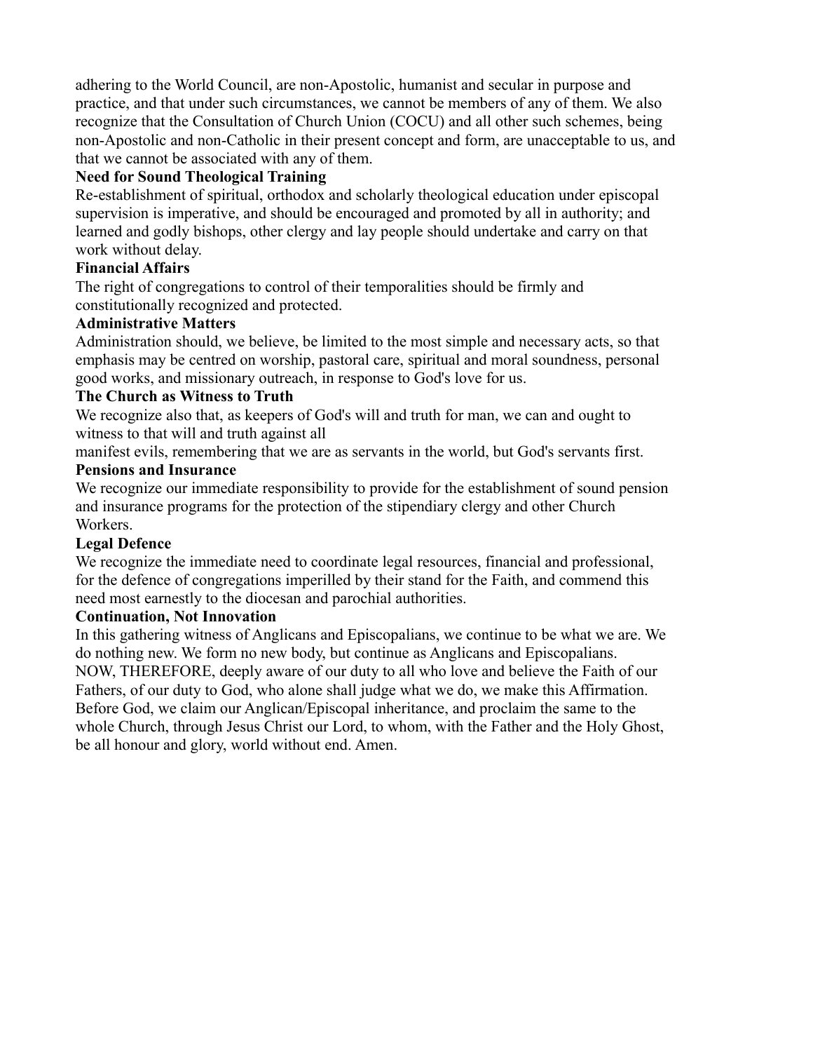adhering to the World Council, are non-Apostolic, humanist and secular in purpose and practice, and that under such circumstances, we cannot be members of any of them. We also recognize that the Consultation of Church Union (COCU) and all other such schemes, being non-Apostolic and non-Catholic in their present concept and form, are unacceptable to us, and that we cannot be associated with any of them.

**Need for Sound Theological Training**

Re-establishment of spiritual, orthodox and scholarly theological education under episcopal supervision is imperative, and should be encouraged and promoted by all in authority; and learned and godly bishops, other clergy and lay people should undertake and carry on that work without delay.

**Financial Affairs**

The right of congregations to control of their temporalities should be firmly and constitutionally recognized and protected.

**Administrative Matters**

Administration should, we believe, be limited to the most simple and necessary acts, so that emphasis may be centred on worship, pastoral care, spiritual and moral soundness, personal good works, and missionary outreach, in response to God's love for us.

**The Church as Witness to Truth**

We recognize also that, as keepers of God's will and truth for man, we can and ought to witness to that will and truth against all manifest evils, remembering that we are as servants in the world, but God's servants first.

**Pensions and Insurance**

We recognize our immediate responsibility to provide for the establishment of sound pension and insurance programs for the protection of the stipendiary clergy and other Church Workers.

**Legal Defence**

We recognize the immediate need to coordinate legal resources, financial and professional, for the defence of congregations imperilled by their stand for the Faith, and commend this need most earnestly to the diocesan and parochial authorities.

**Continuation, Not Innovation**

In this gathering witness of Anglicans and Episcopalians, we continue to be what we are. We do nothing new. We form no new body, but continue as Anglicans and Episcopalians.

NOW, THEREFORE, deeply aware of our duty to all who love and believe the Faith of our Fathers, of our duty to God, who alone shall judge what we do, we make this Affirmation. Before God, we claim our Anglican/Episcopal inheritance, and proclaim the same to the whole Church, through Jesus Christ our Lord, to whom, with the Father and the Holy Ghost, be all honour and glory, world without end. Amen.